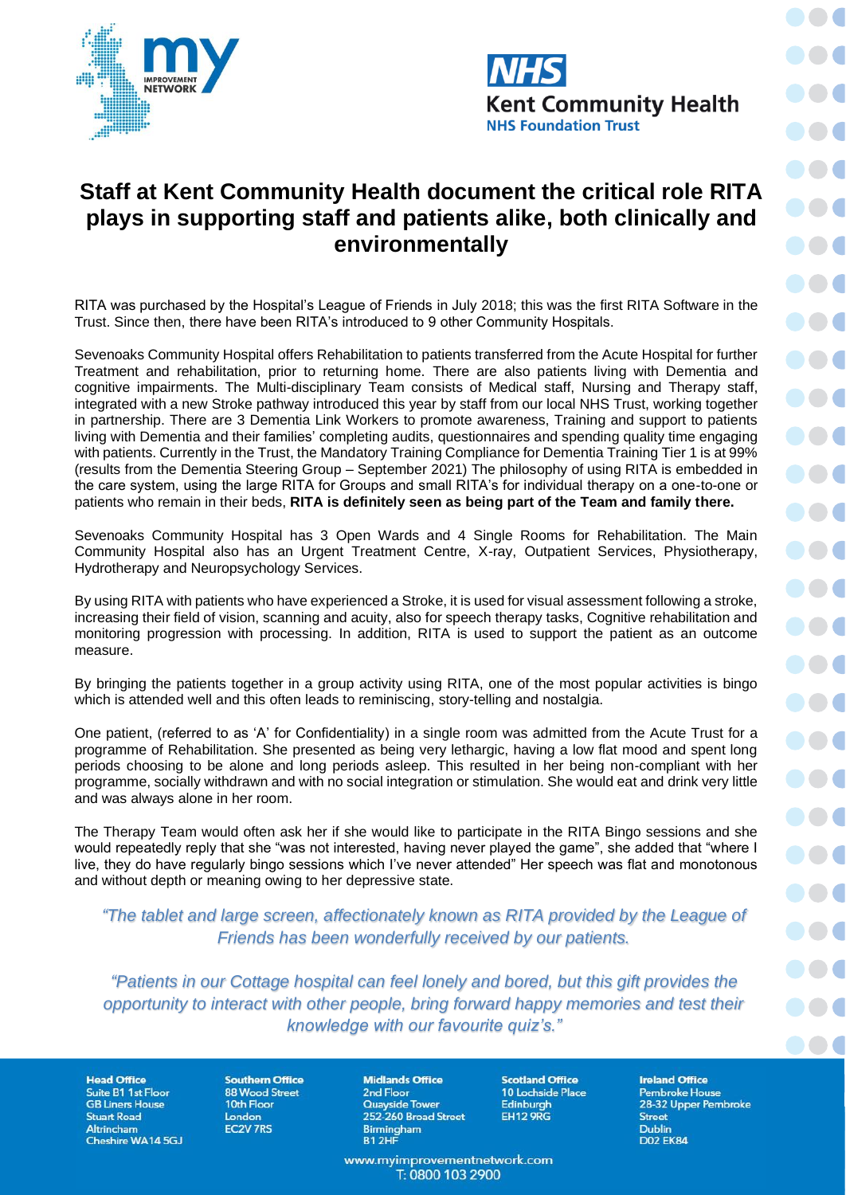# Staff at Kent Community Health document the critical role RITA plays in supporting staff and patients alike, both clinically and environmentally

RITA was purchased by the Hospital's League of Friends in July 2018; this was the first RITA Software in the Trust. Since then, there have been RITA's introduced to 9 other Community Hospitals.

Sevenoaks Community Hospital offers Rehabilitation to patients transferred from the Acute Hospital for further Treatment and rehabilitation, prior to returning home. There are also patients living with Dementia and cognitive impairments. The Multi-disciplinary Team consists of Medical staff, Nursing and Therapy staff, integrated with a new Stroke pathway introduced this year by staff from our local NHS Trust, working together in partnership. There are 3 Dementia Link Workers to promote awareness, Training and support to patients living with Dementia and their families' completing audits, questionnaires and spending quality time engaging with patients. Currently in the Trust, the Mandatory Training Compliance for Dementia Training Tier 1 is at 99% (results from the Dementia Steering Group – September 2021) The philosophy of using RITA is embedded in the care system, using the large RITA for Groups and small RITA's for individual therapy on a one-to-one or patients who remain in their beds, **RITA is definitely seen as being part of the Team and family there.**

Sevenoaks Community Hospital has 3 Open Wards and 4 Single Rooms for Rehabilitation. The Main Community Hospital also has an Urgent Treatment Centre, X-ray, Outpatient Services, Physiotherapy, Hydrotherapy and Neuropsychology Services.

By using RITA with patients who have experienced a Stroke, it is used for visual assessment following a stroke, increasing their field of vision, scanning and acuity, also for speech therapy tasks, Cognitive rehabilitation and monitoring progression with processing. In addition, RITA is used to support the patient as an outcome measure.

By bringing the patients together in a group activity using RITA, one of the most popular activities is bingo which is attended well and this often leads to reminiscing, story-telling and nostalgia.

One patient, (referred to as 'A' for Confidentiality) in a single room was admitted from the Acute Trust for a programme of Rehabilitation. She presented as being very lethargic, having a low flat mood and spent long periods choosing to be alone and long periods asleep. This resulted in her being non-compliant with her programme, socially withdrawn and with no social integration or stimulation. She would eat and drink very little and was always alone in her room.

The Therapy Team would often ask her if she would like to participate in the RITA Bingo sessions and she would repeatedly reply that she "was not interested, having never played the game", she added that "where I live, they do have regularly bingo sessions which I've never attended" Her speech was flat and monotonous and without depth or meaning owing to her depressive state.

*"The tablet and large screen, affectionately known as RITA provided by the League of Friends has been wonderfully received by our patients.*

*"Patients in our Cottage hospital can feel lonely and bored, but this gift provides the opportunity to interact with other people, bring forward happy memories and test their knowledge with our favourite quiz's."*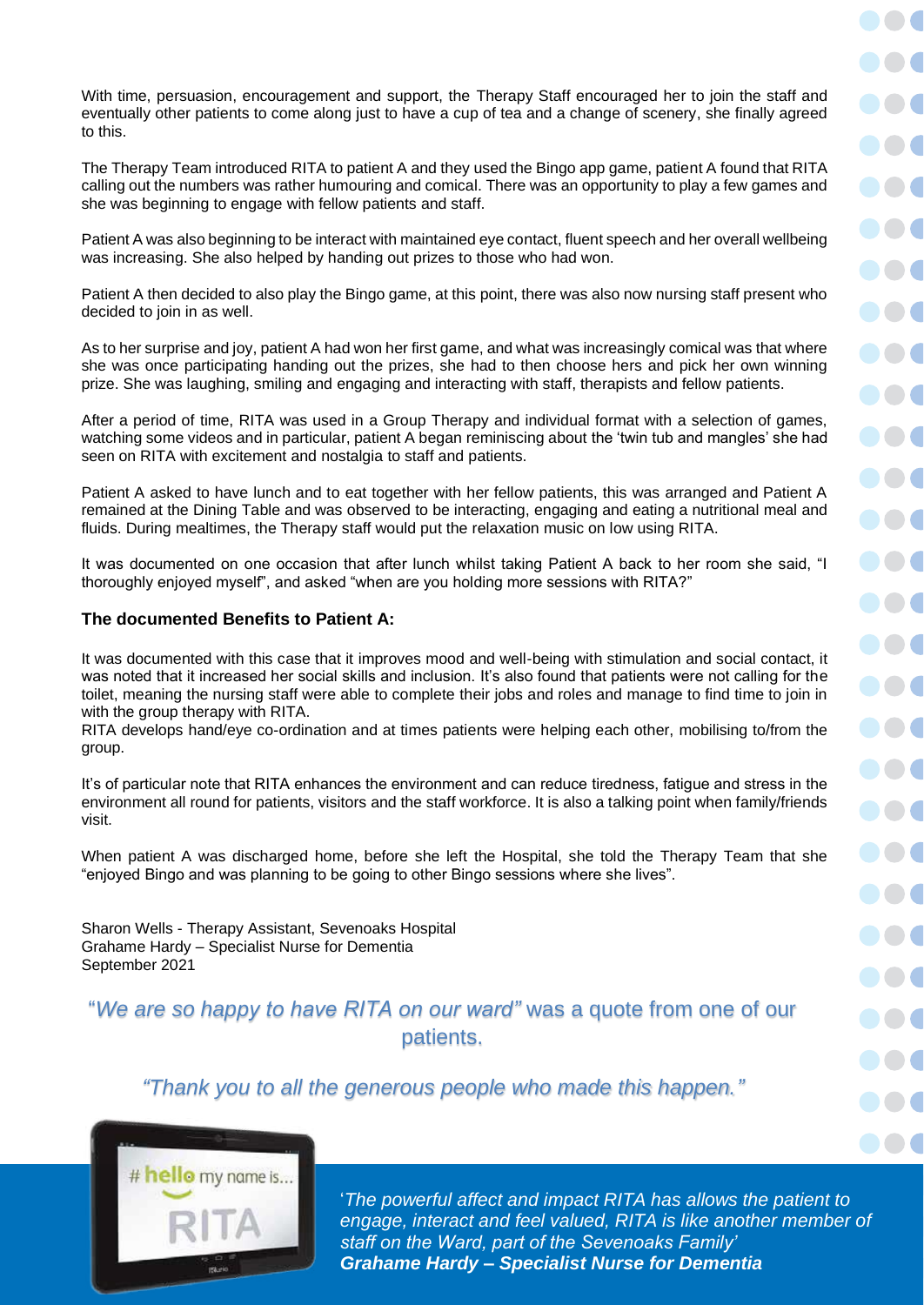With time, persuasion, encouragement and support, the Therapy Staff encouraged her to join the staff and eventually other patients to come along just to have a cup of tea and a change of scenery, she finally agreed to this.

The Therapy Team introduced RITA to patient A and they used the Bingo app game, patient A found that RITA calling out the numbers was rather humouring and comical. There was an opportunity to play a few games and she was beginning to engage with fellow patients and staff.

Patient A was also beginning to be interact with maintained eye contact, fluent speech and her overall wellbeing was increasing. She also helped by handing out prizes to those who had won.

Patient A then decided to also play the Bingo game, at this point, there was also now nursing staff present who decided to join in as well.

As to her surprise and joy, patient A had won her first game, and what was increasingly comical was that where she was once participating handing out the prizes, she had to then choose hers and pick her own winning prize. She was laughing, smiling and engaging and interacting with staff, therapists and fellow patients.

After a period of time, RITA was used in a Group Therapy and individual format with a selection of games, watching some videos and in particular, patient A began reminiscing about the 'twin tub and mangles' she had seen on RITA with excitement and nostalgia to staff and patients.

Patient A asked to have lunch and to eat together with her fellow patients, this was arranged and Patient A remained at the Dining Table and was observed to be interacting, engaging and eating a nutritional meal and fluids. During mealtimes, the Therapy staff would put the relaxation music on low using RITA.

It was documented on one occasion that after lunch whilst taking Patient A back to her room she said, "I thoroughly enjoyed myself", and asked "when are you holding more sessions with RITA?"

**The documented Benefits to Patient A:**

It was documented with this case that it improves mood and well-being with stimulation and social contact, it was noted that it increased her social skills and inclusion. It's also found that patients were not calling for the toilet, meaning the nursing staff were able to complete their jobs and roles and manage to find time to join in with the group therapy with RITA.
RITA develops hand/eye co-ordination and at times patients were helping each other, mobilising to/from the group.

It's of particular note that RITA enhances the environment and can reduce tiredness, fatigue and stress in the environment all round for patients, visitors and the staff workforce. It is also a talking point when family/friends visit.

When patient A was discharged home, before she left the Hospital, she told the Therapy Team that she "enjoyed Bingo and was planning to be going to other Bingo sessions where she lives".

Sharon Wells - Therapy Assistant, Sevenoaks Hospital
Grahame Hardy – Specialist Nurse for Dementia
September 2021

"*We are so happy to have RITA on our ward"* was a quote from one of our patients.

*"Thank you to all the generous people who made this happen."*

# hello my name is... RITA

'*The powerful affect and impact RITA has allows the patient to engage, interact and feel valued, RITA is like another member of staff on the Ward, part of the Sevenoaks Family'*
***Grahame Hardy – Specialist Nurse for Dementia***